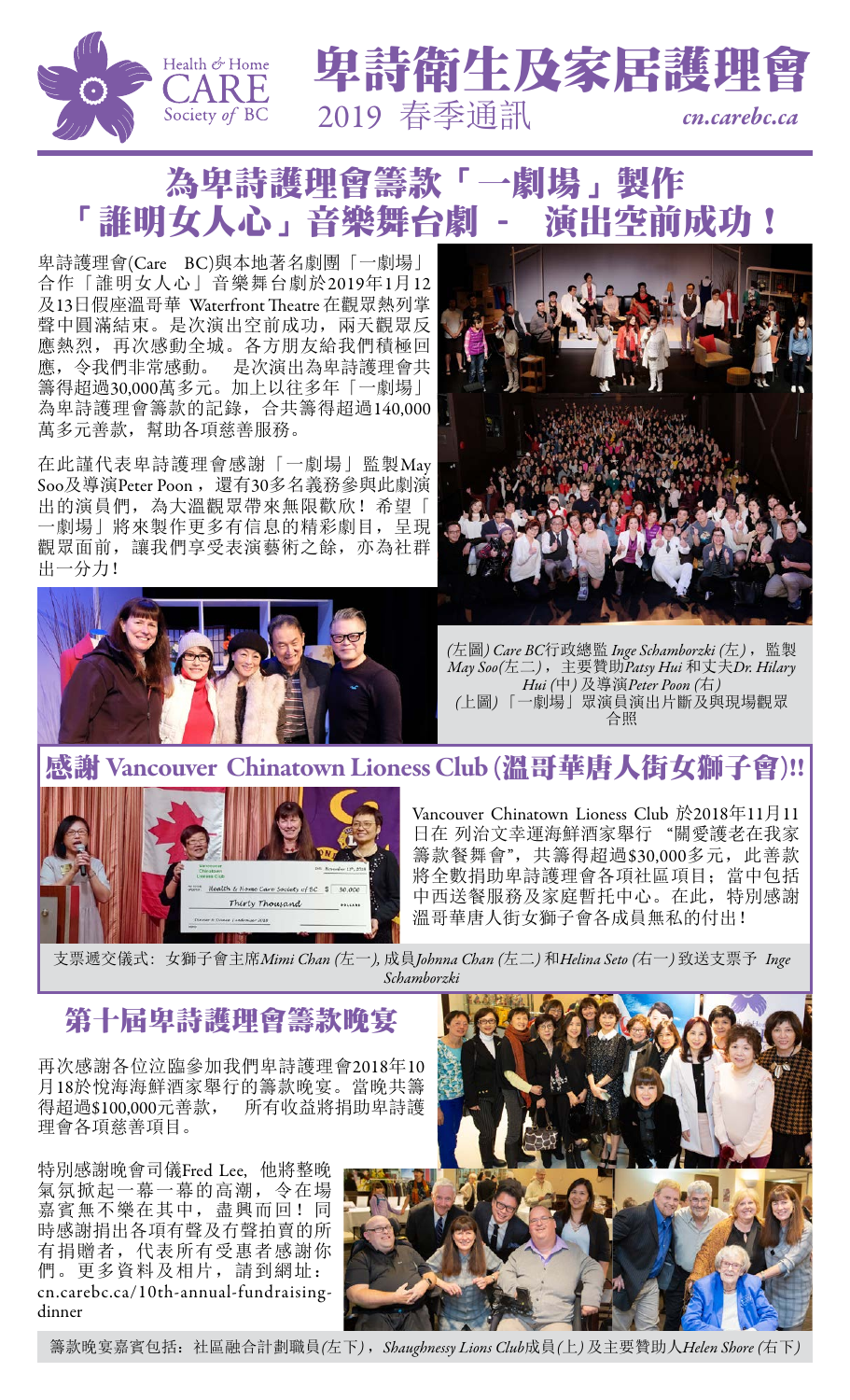# 卑詩衛生及家居護理會

Health & Home CARE Society of BC

2019 春季通訊

cn.carebc.ca

## 為卑詩護理會籌款「一劇場」製作「誰明女人心」音樂舞台劇 - 演出空前成功！

卑詩護理會(Care BC)與本地著名劇團「一劇場」合作「誰明女人心」音樂舞台劇於2019年1月12及13日假座溫哥華 Waterfront Theatre 在觀眾熱列掌聲中圓滿結束。是次演出空前成功，兩天觀眾反應熱烈，再次感動全城。各方朋友給我們積極回應，令我們非常感動。 是次演出為卑詩護理會共籌得超過30,000萬多元。加上以往多年「一劇場」為卑詩護理會籌款的記錄，合共籌得超過140,000萬多元善款，幫助各項慈善服務。

在此謹代表卑詩護理會感謝「一劇場」監製May Soo及導演Peter Poon，還有30多名義務參與此劇演出的演員們，為大溫觀眾帶來無限歡欣！希望「一劇場」將來製作更多有信息的精彩劇目，呈現觀眾面前，讓我們享受表演藝術之餘，亦為社群出一分力！

*(左圖) Care BC*行政總監 *Inge Schamborzki (左)*，監製 *May Soo(左二)*，主要贊助*Patsy Hui* 和丈夫*Dr. Hilary Hui (中)* 及導演*Peter Poon (右)*
*(上圖)*「一劇場」眾演員演出片斷及與現場觀眾合照

## 感謝 Vancouver Chinatown Lioness Club (溫哥華唐人街女獅子會)!!

Vancouver Chinatown Lioness Club 於2018年11月11日在 列治文幸運海鮮酒家舉行 "關愛護老在我家籌款餐舞會"，共籌得超過$30,000多元，此善款將全數捐助卑詩護理會各項社區項目；當中包括中西送餐服務及家庭暫托中心。在此，特別感謝溫哥華唐人街女獅子會各成員無私的付出！

支票遞交儀式：女獅子會主席*Mimi Chan (左一)*, 成員*Johnna Chan (左二)* 和*Helina Seto (右一)* 致送支票予 *Inge Schamborzki*

## 第十屆卑詩護理會籌款晚宴

再次感謝各位泣臨參加我們卑詩護理會2018年10月18於悅海海鮮酒家舉行的籌款晚宴。當晚共籌得超過$100,000元善款， 所有收益將捐助卑詩護理會各項慈善項目。

特別感謝晚會司儀Fred Lee, 他將整晚氣氛掀起一幕一幕的高潮，令在場嘉賓無不樂在其中，盡興而回！同時感謝捐出各項有聲及冇聲拍賣的所有捐贈者，代表所有受惠者感謝你們。更多資料及相片，請到網址：cn.carebc.ca/10th-annual-fundraising-dinner

籌款晚宴嘉賓包括：社區融合計劃職員*(左下)*，*Shaughnessy Lions Club*成員*(上)* 及主要贊助人*Helen Shore (右下)*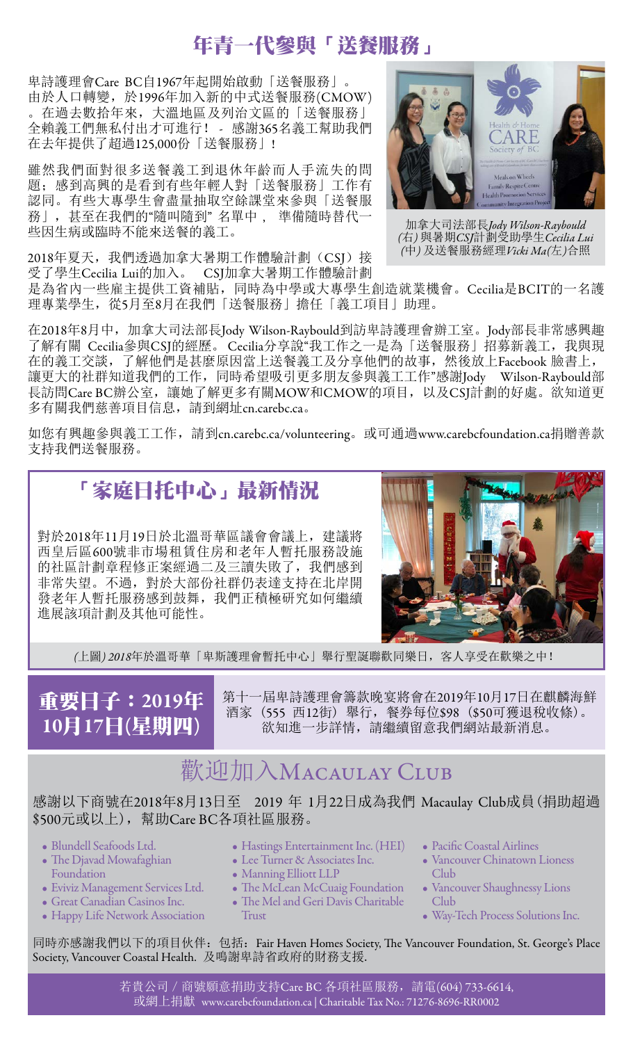# 年青一代參與「送餐服務」

卑詩護理會Care BC自1967年起開始啟動「送餐服務」。由於人口轉變，於1996年加入新的中式送餐服務(CMOW)。在過去數拾年來，大溫地區及列治文區的「送餐服務」全賴義工們無私付出才可進行！ - 感謝365名義工幫助我們在去年提供了超過125,000份「送餐服務」！

雖然我們面對很多送餐義工到退休年齡而人手流失的問題；感到高興的是看到有些年輕人對「送餐服務」工作有認同。有些大專學生會盡量抽取空餘課堂來參與「送餐服務」，甚至在我們的"隨叫隨到" 名單中， 準備隨時替代一些因生病或臨時不能來送餐的義工。

加拿大司法部長*Jody Wilson-Raybould (右)* 與暑期*CSJ*計劃受助學生*Cecilia Lui (中)* 及送餐服務經理*Vicki Ma(左)*合照

2018年夏天，我們透過加拿大暑期工作體驗計劃（CSJ）接受了學生Cecilia Lui的加入。 CSJ加拿大暑期工作體驗計劃是為省內一些雇主提供工資補貼，同時為中學或大專學生創造就業機會。Cecilia是BCIT的一名護理專業學生，從5月至8月在我們「送餐服務」擔任「義工項目」助理。

在2018年8月中，加拿大司法部長Jody Wilson-Raybould到訪卑詩護理會辦工室。Jody部長非常感興趣了解有關 Cecilia參與CSJ的經歷。 Cecilia分享說"我工作之一是為「送餐服務」招募新義工，我與現在的義工交談，了解他們是甚麼原因當上送餐義工及分享他們的故事，然後放上Facebook 臉書上，讓更大的社群知道我們的工作，同時希望吸引更多朋友參與義工工作"感謝Jody Wilson-Raybould部長訪問Care BC辦公室，讓她了解更多有關MOW和CMOW的項目，以及CSJ計劃的好處。欲知道更多有關我們慈善項目信息，請到網址cn.carebc.ca。

如您有興趣參與義工工作，請到cn.carebc.ca/volunteering。或可通過www.carebcfoundation.ca捐贈善款支持我們送餐服務。

## 「家庭日托中心」最新情況

對於2018年11月19日於北溫哥華區議會會議上，建議將西皇后區600號非市場租賃住房和老年人暫托服務設施的社區計劃章程修正案經過二及三讀失敗了，我們感到非常失望。不過，對於大部份社群仍表達支持在北岸開發老年人暫托服務感到鼓舞，我們正積極研究如何繼續進展該項計劃及其他可能性。

*(上圖) 2018*年於溫哥華「卑斯護理會暫托中心」舉行聖誕聯歡同樂日，客人享受在歡樂之中！

## 重要日子：2019年10月17日(星期四)

第十一屆卑詩護理會籌款晚宴將會在2019年10月17日在麒麟海鮮酒家（555 西12街）舉行，餐券每位$98（$50可獲退稅收條）。欲知進一步詳情，請繼續留意我們網站最新消息。

## 歡迎加入Macaulay Club

感謝以下商號在2018年8月13日至 2019 年 1月22日成為我們 Macaulay Club成員(捐助超過$500元或以上)，幫助Care BC各項社區服務。

- Blundell Seafoods Ltd.
- The Djavad Mowafaghian Foundation
- Eviviz Management Services Ltd.
- Great Canadian Casinos Inc.
- Happy Life Network Association
- Hastings Entertainment Inc. (HEI)
- Lee Turner & Associates Inc.
- Manning Elliott LLP
- The McLean McCuaig Foundation
- The Mel and Geri Davis Charitable Trust
- Pacific Coastal Airlines
- Vancouver Chinatown Lioness Club
- Vancouver Shaughnessy Lions Club
- Way-Tech Process Solutions Inc.

同時亦感謝我們以下的項目伙伴：包括：Fair Haven Homes Society, The Vancouver Foundation, St. George's Place Society, Vancouver Coastal Health. 及鳴謝卑詩省政府的財務支援.

若貴公司 / 商號願意捐助支持Care BC 各項社區服務，請電(604) 733-6614, 或網上捐獻 www.carebcfoundation.ca | Charitable Tax No.: 71276-8696-RR0002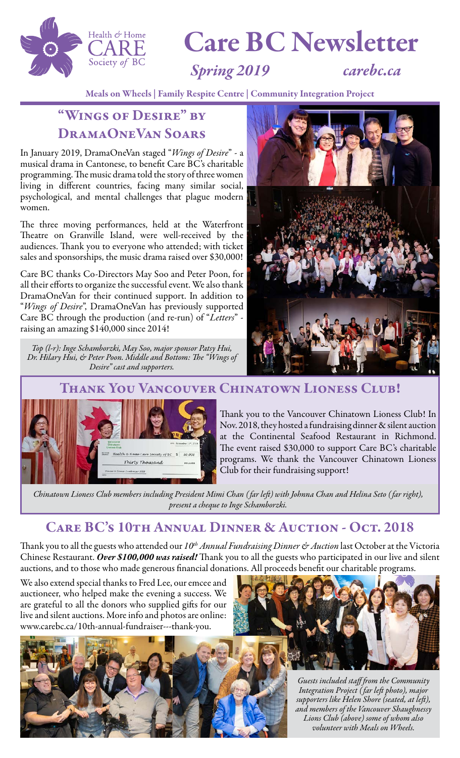# Care BC Newsletter

Health & Home CARE Society of BC

*Spring 2019* *carebc.ca*

Meals on Wheels | Family Respite Centre | Community Integration Project

## "Wings of Desire" by DramaOneVan Soars

In January 2019, DramaOneVan staged "*Wings of Desire*" - a musical drama in Cantonese, to benefit Care BC's charitable programming. The music drama told the story of three women living in different countries, facing many similar social, psychological, and mental challenges that plague modern women.

The three moving performances, held at the Waterfront Theatre on Granville Island, were well-received by the audiences. Thank you to everyone who attended; with ticket sales and sponsorships, the music drama raised over $30,000!

Care BC thanks Co-Directors May Soo and Peter Poon, for all their efforts to organize the successful event. We also thank DramaOneVan for their continued support. In addition to "*Wings of Desire*", DramaOneVan has previously supported Care BC through the production (and re-run) of "*Letters*" - raising an amazing $140,000 since 2014!

*Top (l-r): Inge Schamborzki, May Soo, major sponsor Patsy Hui, Dr. Hilary Hui, & Peter Poon. Middle and Bottom: The "Wings of Desire" cast and supporters.*

## Thank You Vancouver Chinatown Lioness Club!

Thank you to the Vancouver Chinatown Lioness Club! In Nov. 2018, they hosted a fundraising dinner & silent auction at the Continental Seafood Restaurant in Richmond. The event raised $30,000 to support Care BC's charitable programs. We thank the Vancouver Chinatown Lioness Club for their fundraising support!

*Chinatown Lioness Club members including President Mimi Chan (far left) with Johnna Chan and Helina Seto (far right), present a cheque to Inge Schamborzki.*

## Care BC's 10th Annual Dinner & Auction - Oct. 2018

Thank you to all the guests who attended our *10th Annual Fundraising Dinner & Auction* last October at the Victoria Chinese Restaurant. ***Over $100,000 was raised!*** Thank you to all the guests who participated in our live and silent auctions, and to those who made generous financial donations. All proceeds benefit our charitable programs.

We also extend special thanks to Fred Lee, our emcee and auctioneer, who helped make the evening a success. We are grateful to all the donors who supplied gifts for our live and silent auctions. More info and photos are online: www.carebc.ca/10th-annual-fundraiser---thank-you.

*Guests included staff from the Community Integration Project (far left photo), major supporters like Helen Shore (seated, at left), and members of the Vancouver Shaughnessy Lions Club (above) some of whom also volunteer with Meals on Wheels.*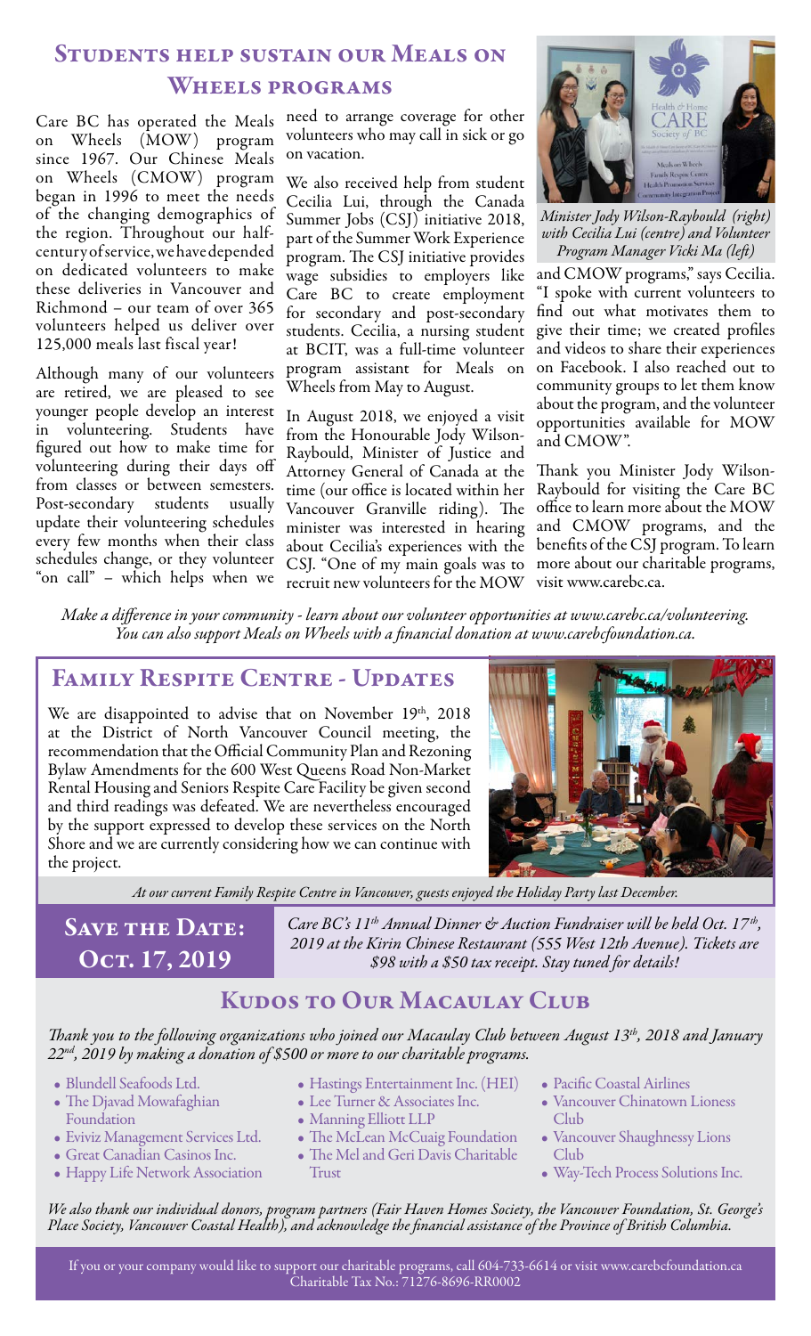## Students help sustain our Meals on Wheels programs

Care BC has operated the Meals on Wheels (MOW) program since 1967. Our Chinese Meals on Wheels (CMOW) program began in 1996 to meet the needs of the changing demographics of the region. Throughout our half-century of service, we have depended on dedicated volunteers to make these deliveries in Vancouver and Richmond – our team of over 365 volunteers helped us deliver over 125,000 meals last fiscal year!

Although many of our volunteers are retired, we are pleased to see younger people develop an interest in volunteering. Students have figured out how to make time for volunteering during their days off from classes or between semesters. Post-secondary students usually update their volunteering schedules every few months when their class schedules change, or they volunteer "on call" – which helps when we need to arrange coverage for other volunteers who may call in sick or go on vacation.

We also received help from student Cecilia Lui, through the Canada Summer Jobs (CSJ) initiative 2018, part of the Summer Work Experience program. The CSJ initiative provides wage subsidies to employers like Care BC to create employment for secondary and post-secondary students. Cecilia, a nursing student at BCIT, was a full-time volunteer program assistant for Meals on Wheels from May to August.

In August 2018, we enjoyed a visit from the Honourable Jody Wilson-Raybould, Minister of Justice and Attorney General of Canada at the time (our office is located within her Vancouver Granville riding). The minister was interested in hearing about Cecilia's experiences with the CSJ. "One of my main goals was to recruit new volunteers for the MOW and CMOW programs," says Cecilia. "I spoke with current volunteers to find out what motivates them to give their time; we created profiles and videos to share their experiences on Facebook. I also reached out to community groups to let them know about the program, and the volunteer opportunities available for MOW and CMOW".

*Minister Jody Wilson-Raybould (right) with Cecilia Lui (centre) and Volunteer Program Manager Vicki Ma (left)*

Thank you Minister Jody Wilson-Raybould for visiting the Care BC office to learn more about the MOW and CMOW programs, and the benefits of the CSJ program. To learn more about our charitable programs, visit www.carebc.ca.

*Make a difference in your community - learn about our volunteer opportunities at www.carebc.ca/volunteering. You can also support Meals on Wheels with a financial donation at www.carebcfoundation.ca.*

## Family Respite Centre - Updates

We are disappointed to advise that on November 19th, 2018 at the District of North Vancouver Council meeting, the recommendation that the Official Community Plan and Rezoning Bylaw Amendments for the 600 West Queens Road Non-Market Rental Housing and Seniors Respite Care Facility be given second and third readings was defeated. We are nevertheless encouraged by the support expressed to develop these services on the North Shore and we are currently considering how we can continue with the project.

*At our current Family Respite Centre in Vancouver, guests enjoyed the Holiday Party last December.*

## Save the Date: Oct. 17, 2019

*Care BC's 11th Annual Dinner & Auction Fundraiser will be held Oct. 17th, 2019 at the Kirin Chinese Restaurant (555 West 12th Avenue). Tickets are $98 with a $50 tax receipt. Stay tuned for details!*

## Kudos to Our Macaulay Club

*Thank you to the following organizations who joined our Macaulay Club between August 13th, 2018 and January 22nd, 2019 by making a donation of $500 or more to our charitable programs.*

- Blundell Seafoods Ltd.
- The Djavad Mowafaghian Foundation
- Eviviz Management Services Ltd.
- Great Canadian Casinos Inc.
- Happy Life Network Association
- Hastings Entertainment Inc. (HEI)
- Lee Turner & Associates Inc.
- Manning Elliott LLP
- The McLean McCuaig Foundation
- The Mel and Geri Davis Charitable Trust
- Pacific Coastal Airlines
- Vancouver Chinatown Lioness Club
- Vancouver Shaughnessy Lions Club
- Way-Tech Process Solutions Inc.

*We also thank our individual donors, program partners (Fair Haven Homes Society, the Vancouver Foundation, St. George's Place Society, Vancouver Coastal Health), and acknowledge the financial assistance of the Province of British Columbia.*

If you or your company would like to support our charitable programs, call 604-733-6614 or visit www.carebcfoundation.ca
Charitable Tax No.: 71276-8696-RR0002